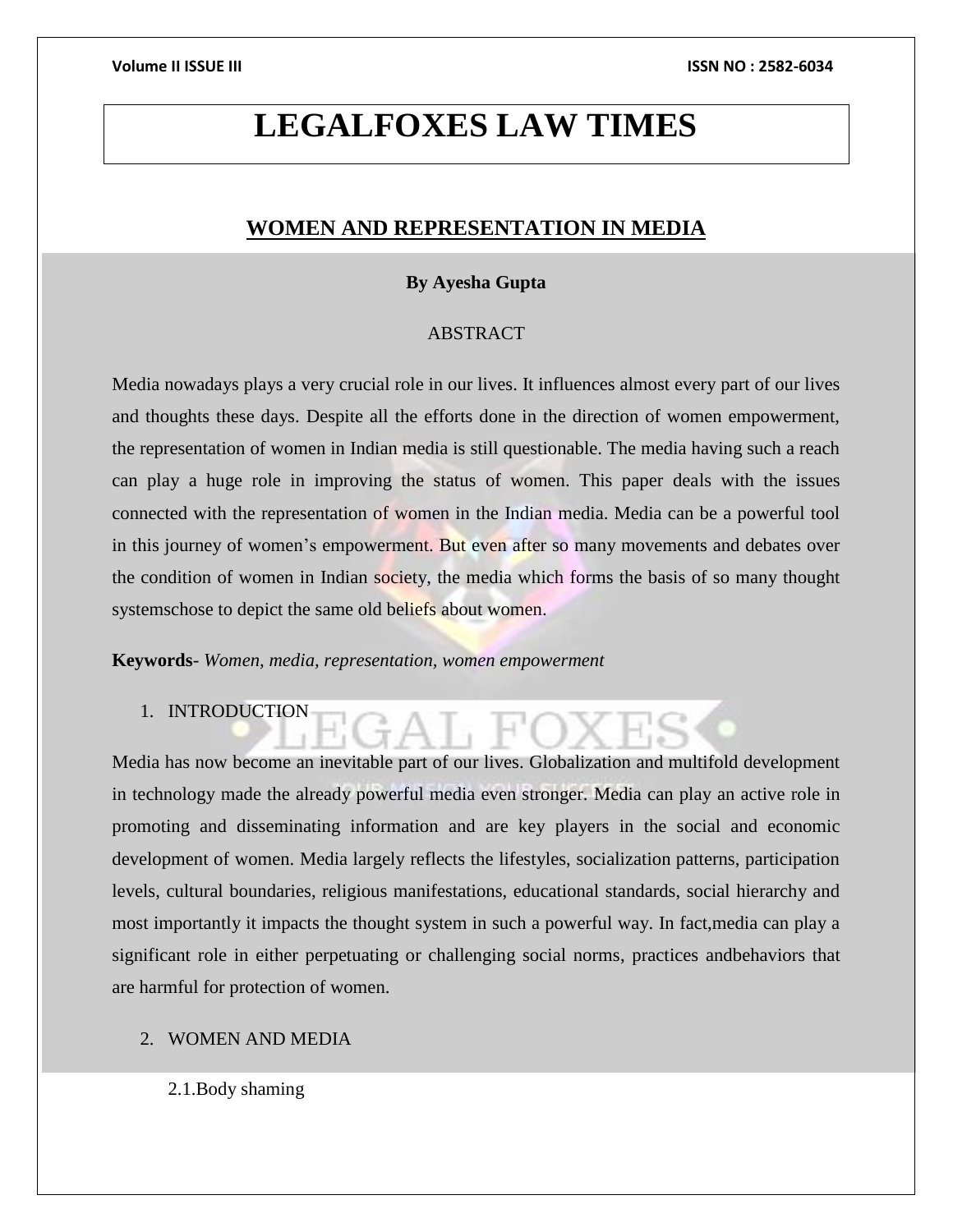# LEGALFOXES LAW TIMES

## WOMEN AND REPRESENTATION IN MEDIA

**By Ayesha Gupta**

ABSTRACT

Media nowadays plays a very crucial role in our lives. It influences almost every part of our lives and thoughts these days. Despite all the efforts done in the direction of women empowerment, the representation of women in Indian media is still questionable. The media having such a reach can play a huge role in improving the status of women. This paper deals with the issues connected with the representation of women in the Indian media. Media can be a powerful tool in this journey of women's empowerment. But even after so many movements and debates over the condition of women in Indian society, the media which forms the basis of so many thought systemschose to depict the same old beliefs about women.

**Keywords**- *Women, media, representation, women empowerment*

1. INTRODUCTION

Media has now become an inevitable part of our lives. Globalization and multifold development in technology made the already powerful media even stronger. Media can play an active role in promoting and disseminating information and are key players in the social and economic development of women. Media largely reflects the lifestyles, socialization patterns, participation levels, cultural boundaries, religious manifestations, educational standards, social hierarchy and most importantly it impacts the thought system in such a powerful way. In fact,media can play a significant role in either perpetuating or challenging social norms, practices andbehaviors that are harmful for protection of women.

2. WOMEN AND MEDIA

2.1.Body shaming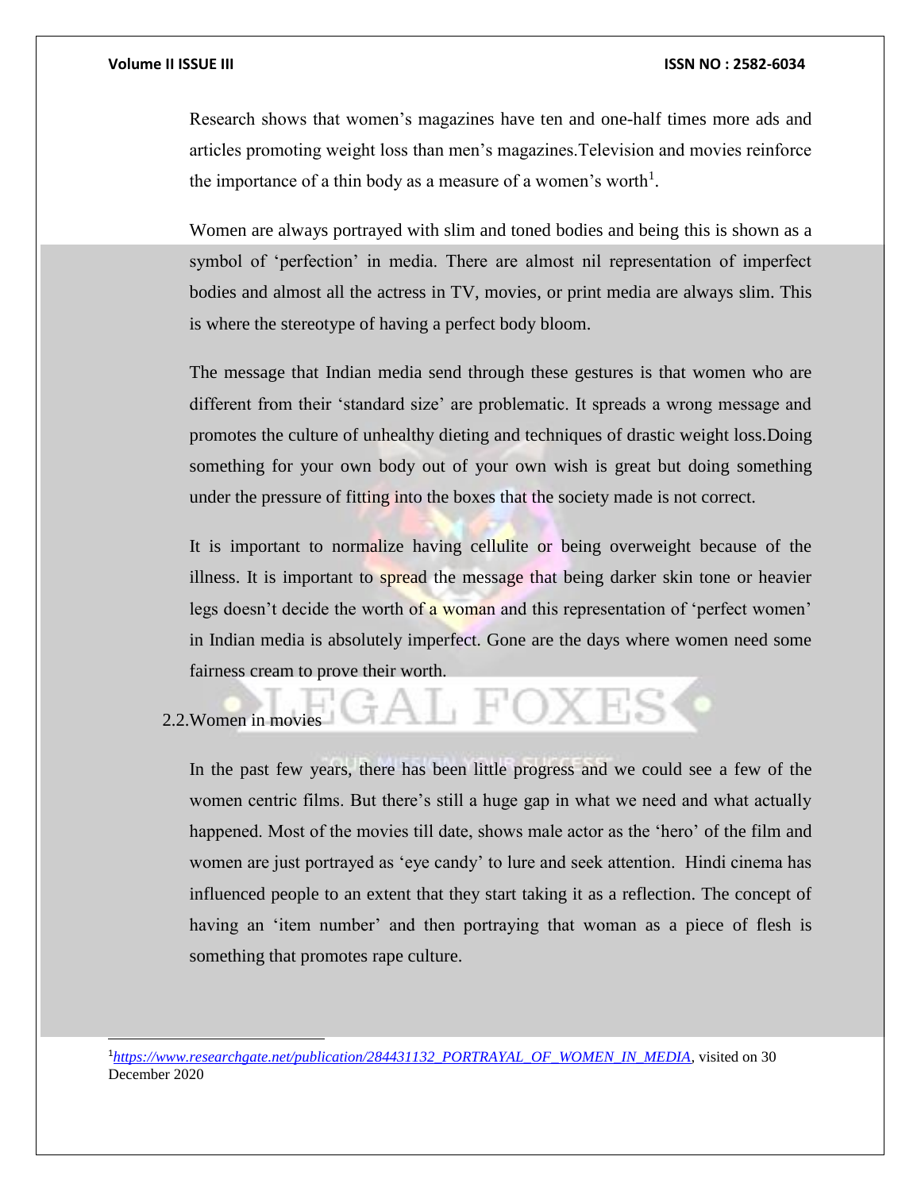Research shows that women's magazines have ten and one-half times more ads and articles promoting weight loss than men's magazines.Television and movies reinforce the importance of a thin body as a measure of a women's worth[1].

Women are always portrayed with slim and toned bodies and being this is shown as a symbol of 'perfection' in media. There are almost nil representation of imperfect bodies and almost all the actress in TV, movies, or print media are always slim. This is where the stereotype of having a perfect body bloom.

The message that Indian media send through these gestures is that women who are different from their 'standard size' are problematic. It spreads a wrong message and promotes the culture of unhealthy dieting and techniques of drastic weight loss.Doing something for your own body out of your own wish is great but doing something under the pressure of fitting into the boxes that the society made is not correct.

It is important to normalize having cellulite or being overweight because of the illness. It is important to spread the message that being darker skin tone or heavier legs doesn't decide the worth of a woman and this representation of 'perfect women' in Indian media is absolutely imperfect. Gone are the days where women need some fairness cream to prove their worth.

## 2.2.Women in movies

In the past few years, there has been little progress and we could see a few of the women centric films. But there's still a huge gap in what we need and what actually happened. Most of the movies till date, shows male actor as the 'hero' of the film and women are just portrayed as 'eye candy' to lure and seek attention. Hindi cinema has influenced people to an extent that they start taking it as a reflection. The concept of having an 'item number' and then portraying that woman as a piece of flesh is something that promotes rape culture.

---

[1] *https://www.researchgate.net/publication/284431132_PORTRAYAL_OF_WOMEN_IN_MEDIA*, visited on 30 December 2020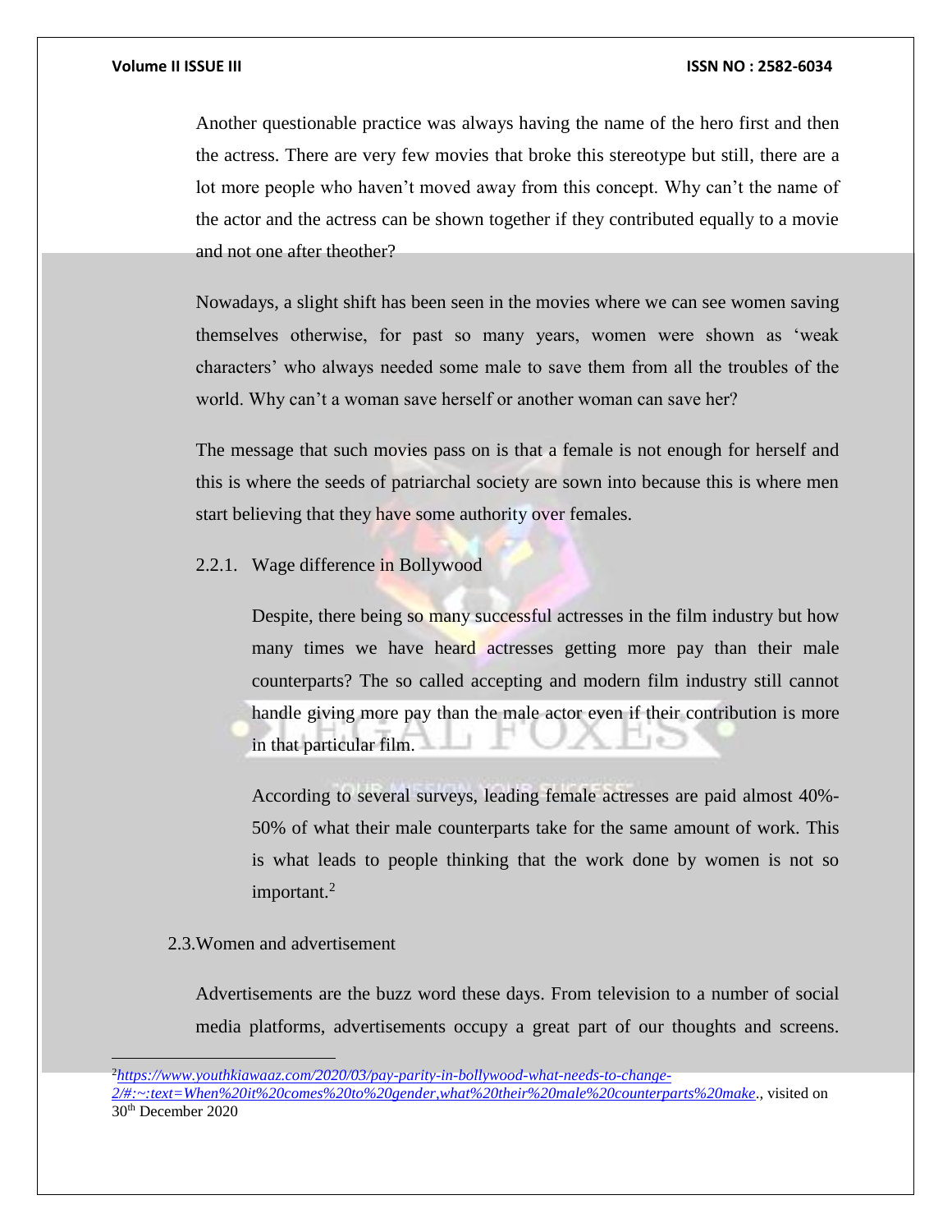Another questionable practice was always having the name of the hero first and then the actress. There are very few movies that broke this stereotype but still, there are a lot more people who haven't moved away from this concept. Why can't the name of the actor and the actress can be shown together if they contributed equally to a movie and not one after theother?

Nowadays, a slight shift has been seen in the movies where we can see women saving themselves otherwise, for past so many years, women were shown as 'weak characters' who always needed some male to save them from all the troubles of the world. Why can't a woman save herself or another woman can save her?

The message that such movies pass on is that a female is not enough for herself and this is where the seeds of patriarchal society are sown into because this is where men start believing that they have some authority over females.

### 2.2.1. Wage difference in Bollywood

Despite, there being so many successful actresses in the film industry but how many times we have heard actresses getting more pay than their male counterparts? The so called accepting and modern film industry still cannot handle giving more pay than the male actor even if their contribution is more in that particular film.

According to several surveys, leading female actresses are paid almost 40%-50% of what their male counterparts take for the same amount of work. This is what leads to people thinking that the work done by women is not so important.[2]

## 2.3. Women and advertisement

Advertisements are the buzz word these days. From television to a number of social media platforms, advertisements occupy a great part of our thoughts and screens.

---

[2] *https://www.youthkiawaaz.com/2020/03/pay-parity-in-bollywood-what-needs-to-change-2/#:~:text=When%20it%20comes%20to%20gender,what%20their%20male%20counterparts%20make*., visited on 30th December 2020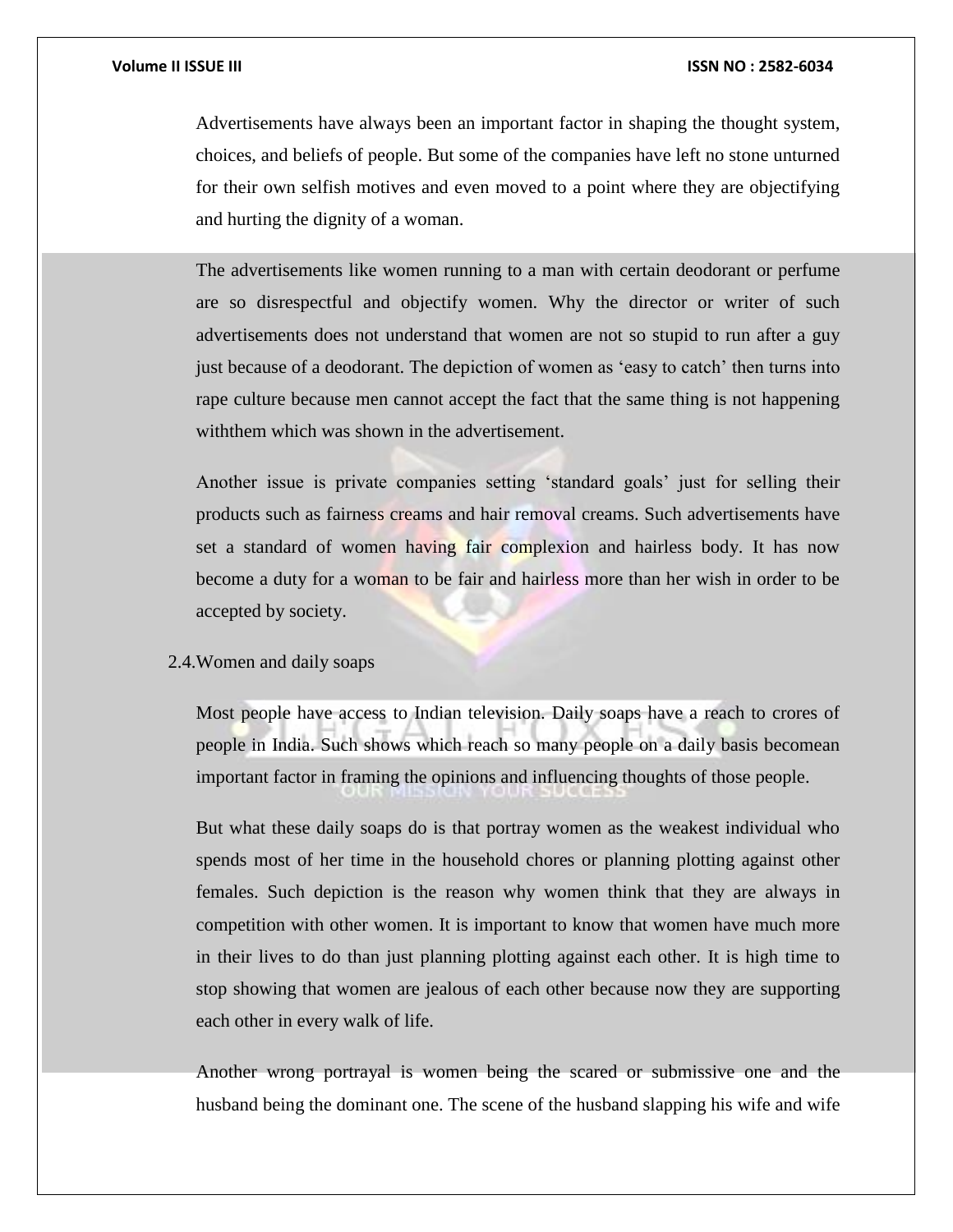Advertisements have always been an important factor in shaping the thought system, choices, and beliefs of people. But some of the companies have left no stone unturned for their own selfish motives and even moved to a point where they are objectifying and hurting the dignity of a woman.

The advertisements like women running to a man with certain deodorant or perfume are so disrespectful and objectify women. Why the director or writer of such advertisements does not understand that women are not so stupid to run after a guy just because of a deodorant. The depiction of women as 'easy to catch' then turns into rape culture because men cannot accept the fact that the same thing is not happening withthem which was shown in the advertisement.

Another issue is private companies setting 'standard goals' just for selling their products such as fairness creams and hair removal creams. Such advertisements have set a standard of women having fair complexion and hairless body. It has now become a duty for a woman to be fair and hairless more than her wish in order to be accepted by society.

2.4.Women and daily soaps

Most people have access to Indian television. Daily soaps have a reach to crores of people in India. Such shows which reach so many people on a daily basis becomean important factor in framing the opinions and influencing thoughts of those people.

But what these daily soaps do is that portray women as the weakest individual who spends most of her time in the household chores or planning plotting against other females. Such depiction is the reason why women think that they are always in competition with other women. It is important to know that women have much more in their lives to do than just planning plotting against each other. It is high time to stop showing that women are jealous of each other because now they are supporting each other in every walk of life.

Another wrong portrayal is women being the scared or submissive one and the husband being the dominant one. The scene of the husband slapping his wife and wife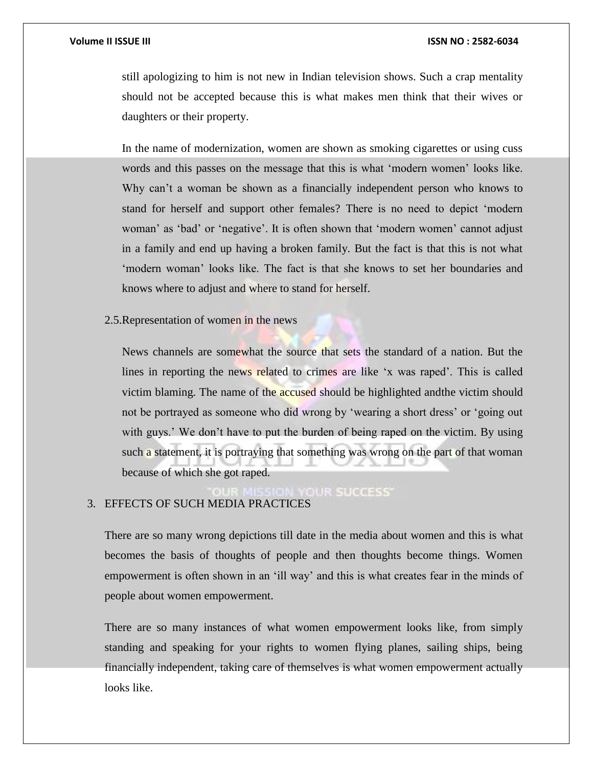still apologizing to him is not new in Indian television shows. Such a crap mentality should not be accepted because this is what makes men think that their wives or daughters or their property.

In the name of modernization, women are shown as smoking cigarettes or using cuss words and this passes on the message that this is what 'modern women' looks like. Why can't a woman be shown as a financially independent person who knows to stand for herself and support other females? There is no need to depict 'modern woman' as 'bad' or 'negative'. It is often shown that 'modern women' cannot adjust in a family and end up having a broken family. But the fact is that this is not what 'modern woman' looks like. The fact is that she knows to set her boundaries and knows where to adjust and where to stand for herself.

2.5. Representation of women in the news

News channels are somewhat the source that sets the standard of a nation. But the lines in reporting the news related to crimes are like 'x was raped'. This is called victim blaming. The name of the accused should be highlighted andthe victim should not be portrayed as someone who did wrong by 'wearing a short dress' or 'going out with guys.' We don't have to put the burden of being raped on the victim. By using such a statement, it is portraying that something was wrong on the part of that woman because of which she got raped.

3. EFFECTS OF SUCH MEDIA PRACTICES

There are so many wrong depictions till date in the media about women and this is what becomes the basis of thoughts of people and then thoughts become things. Women empowerment is often shown in an 'ill way' and this is what creates fear in the minds of people about women empowerment.

There are so many instances of what women empowerment looks like, from simply standing and speaking for your rights to women flying planes, sailing ships, being financially independent, taking care of themselves is what women empowerment actually looks like.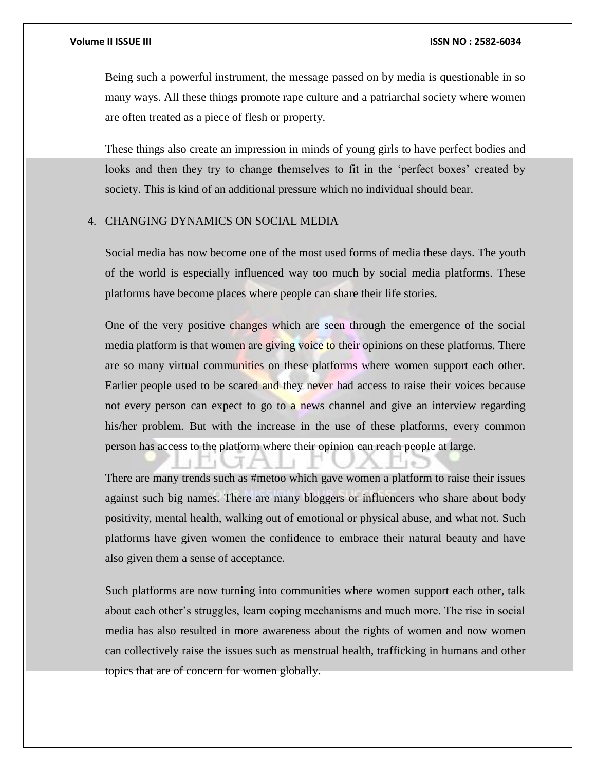Being such a powerful instrument, the message passed on by media is questionable in so many ways. All these things promote rape culture and a patriarchal society where women are often treated as a piece of flesh or property.

These things also create an impression in minds of young girls to have perfect bodies and looks and then they try to change themselves to fit in the 'perfect boxes' created by society. This is kind of an additional pressure which no individual should bear.

## 4. CHANGING DYNAMICS ON SOCIAL MEDIA

Social media has now become one of the most used forms of media these days. The youth of the world is especially influenced way too much by social media platforms. These platforms have become places where people can share their life stories.

One of the very positive changes which are seen through the emergence of the social media platform is that women are giving voice to their opinions on these platforms. There are so many virtual communities on these platforms where women support each other. Earlier people used to be scared and they never had access to raise their voices because not every person can expect to go to a news channel and give an interview regarding his/her problem. But with the increase in the use of these platforms, every common person has access to the platform where their opinion can reach people at large.

There are many trends such as #metoo which gave women a platform to raise their issues against such big names. There are many bloggers or influencers who share about body positivity, mental health, walking out of emotional or physical abuse, and what not. Such platforms have given women the confidence to embrace their natural beauty and have also given them a sense of acceptance.

Such platforms are now turning into communities where women support each other, talk about each other's struggles, learn coping mechanisms and much more. The rise in social media has also resulted in more awareness about the rights of women and now women can collectively raise the issues such as menstrual health, trafficking in humans and other topics that are of concern for women globally.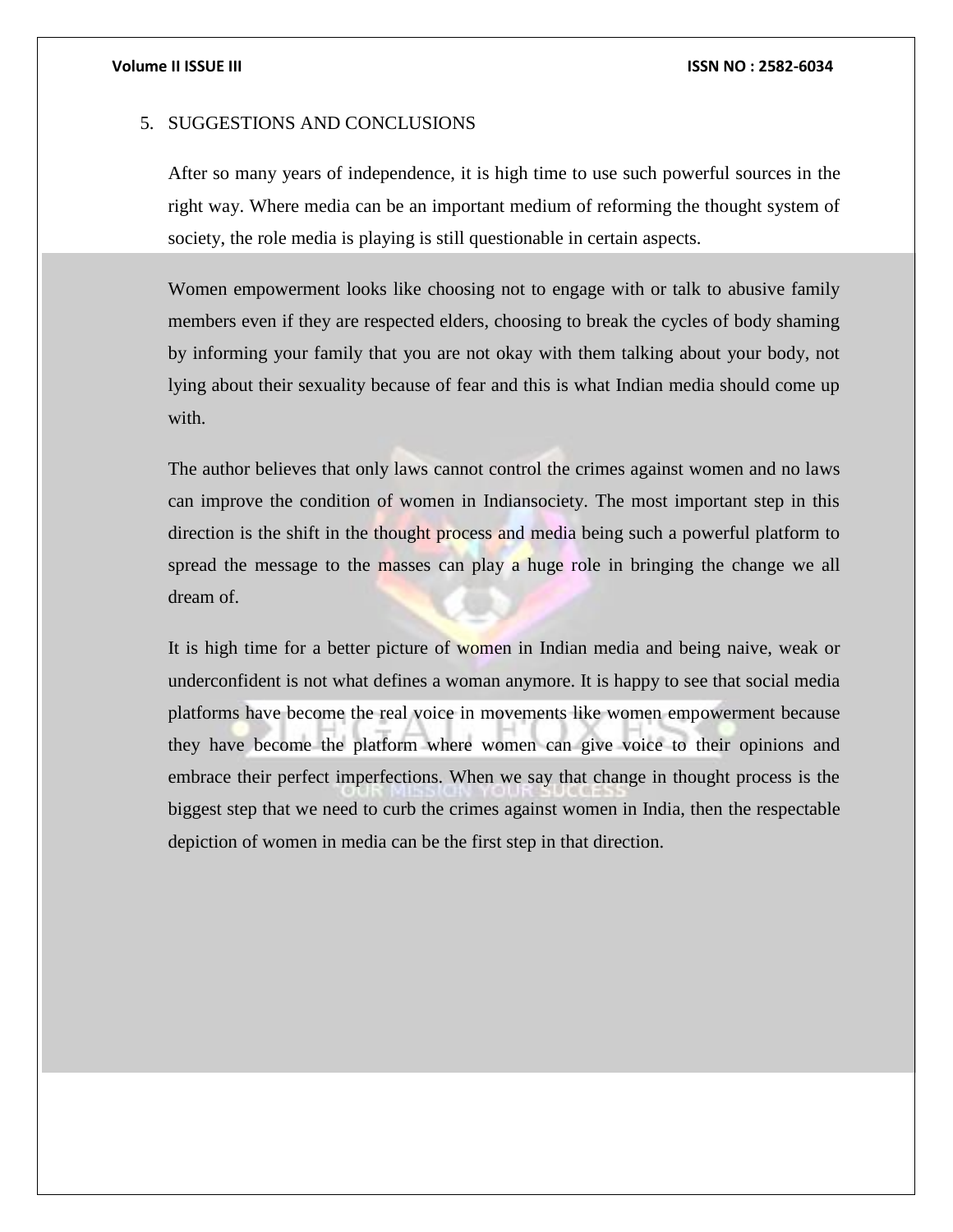## 5. SUGGESTIONS AND CONCLUSIONS

After so many years of independence, it is high time to use such powerful sources in the right way. Where media can be an important medium of reforming the thought system of society, the role media is playing is still questionable in certain aspects.

Women empowerment looks like choosing not to engage with or talk to abusive family members even if they are respected elders, choosing to break the cycles of body shaming by informing your family that you are not okay with them talking about your body, not lying about their sexuality because of fear and this is what Indian media should come up with.

The author believes that only laws cannot control the crimes against women and no laws can improve the condition of women in Indiansociety. The most important step in this direction is the shift in the thought process and media being such a powerful platform to spread the message to the masses can play a huge role in bringing the change we all dream of.

It is high time for a better picture of women in Indian media and being naive, weak or underconfident is not what defines a woman anymore. It is happy to see that social media platforms have become the real voice in movements like women empowerment because they have become the platform where women can give voice to their opinions and embrace their perfect imperfections. When we say that change in thought process is the biggest step that we need to curb the crimes against women in India, then the respectable depiction of women in media can be the first step in that direction.